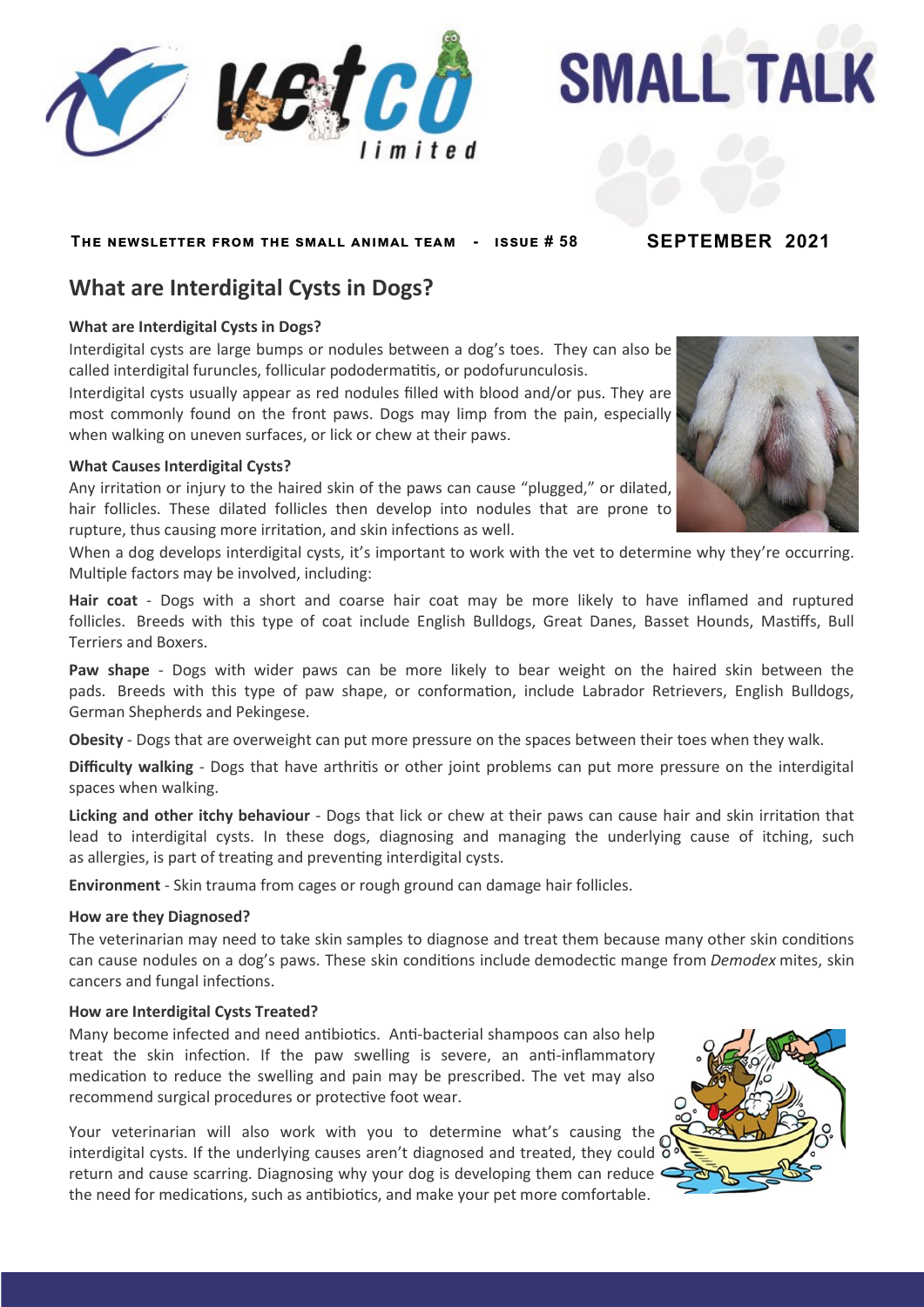# SMALL TALK

**THE NEWSLETTER FROM THE SMALL ANIMAL TEAM - ISSUE # 58** **SEPTEMBER 2021**

## What are Interdigital Cysts in Dogs?

### What are Interdigital Cysts in Dogs?

Interdigital cysts are large bumps or nodules between a dog's toes. They can also be called interdigital furuncles, follicular pododermatitis, or podofurunculosis.

Interdigital cysts usually appear as red nodules filled with blood and/or pus. They are most commonly found on the front paws. Dogs may limp from the pain, especially when walking on uneven surfaces, or lick or chew at their paws.

### What Causes Interdigital Cysts?

Any irritation or injury to the haired skin of the paws can cause "plugged," or dilated, hair follicles. These dilated follicles then develop into nodules that are prone to rupture, thus causing more irritation, and skin infections as well.

When a dog develops interdigital cysts, it's important to work with the vet to determine why they're occurring. Multiple factors may be involved, including:

**Hair coat** - Dogs with a short and coarse hair coat may be more likely to have inflamed and ruptured follicles. Breeds with this type of coat include English Bulldogs, Great Danes, Basset Hounds, Mastiffs, Bull Terriers and Boxers.

**Paw shape** - Dogs with wider paws can be more likely to bear weight on the haired skin between the pads. Breeds with this type of paw shape, or conformation, include Labrador Retrievers, English Bulldogs, German Shepherds and Pekingese.

**Obesity** - Dogs that are overweight can put more pressure on the spaces between their toes when they walk.

**Difficulty walking** - Dogs that have arthritis or other joint problems can put more pressure on the interdigital spaces when walking.

**Licking and other itchy behaviour** - Dogs that lick or chew at their paws can cause hair and skin irritation that lead to interdigital cysts. In these dogs, diagnosing and managing the underlying cause of itching, such as allergies, is part of treating and preventing interdigital cysts.

**Environment** - Skin trauma from cages or rough ground can damage hair follicles.

### How are they Diagnosed?

The veterinarian may need to take skin samples to diagnose and treat them because many other skin conditions can cause nodules on a dog's paws. These skin conditions include demodectic mange from *Demodex* mites, skin cancers and fungal infections.

### How are Interdigital Cysts Treated?

Many become infected and need antibiotics. Anti-bacterial shampoos can also help treat the skin infection. If the paw swelling is severe, an anti-inflammatory medication to reduce the swelling and pain may be prescribed. The vet may also recommend surgical procedures or protective foot wear.

Your veterinarian will also work with you to determine what's causing the interdigital cysts. If the underlying causes aren't diagnosed and treated, they could return and cause scarring. Diagnosing why your dog is developing them can reduce the need for medications, such as antibiotics, and make your pet more comfortable.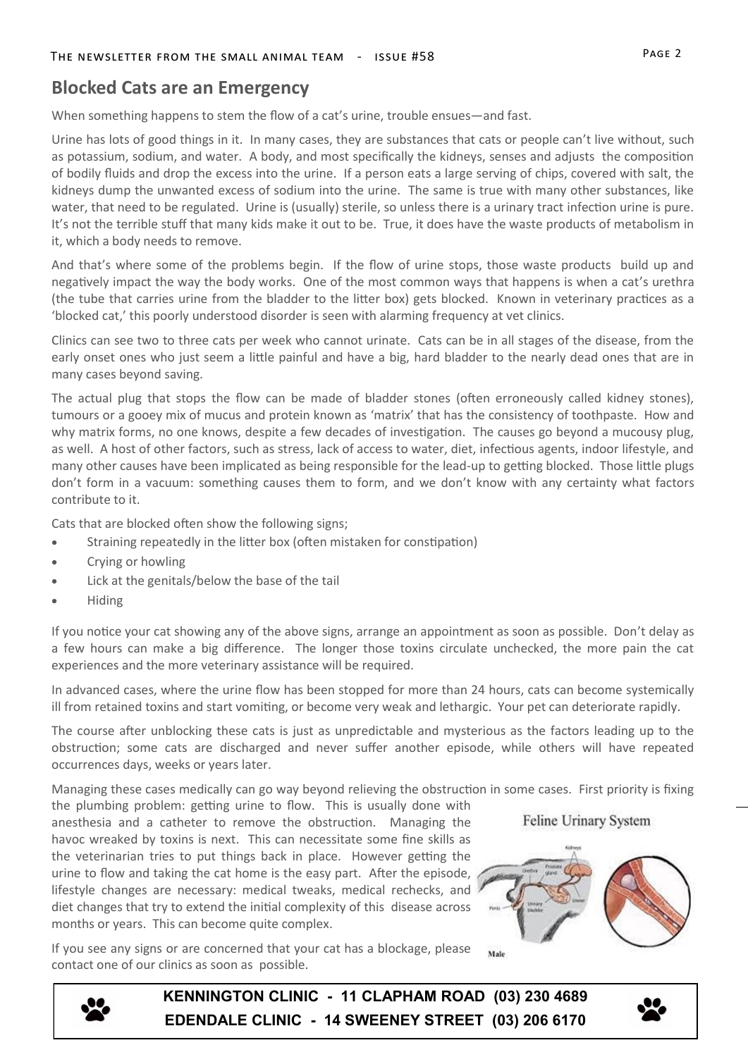## Blocked Cats are an Emergency

When something happens to stem the flow of a cat's urine, trouble ensues—and fast.

Urine has lots of good things in it. In many cases, they are substances that cats or people can't live without, such as potassium, sodium, and water. A body, and most specifically the kidneys, senses and adjusts the composition of bodily fluids and drop the excess into the urine. If a person eats a large serving of chips, covered with salt, the kidneys dump the unwanted excess of sodium into the urine. The same is true with many other substances, like water, that need to be regulated. Urine is (usually) sterile, so unless there is a urinary tract infection urine is pure. It's not the terrible stuff that many kids make it out to be. True, it does have the waste products of metabolism in it, which a body needs to remove.

And that's where some of the problems begin. If the flow of urine stops, those waste products build up and negatively impact the way the body works. One of the most common ways that happens is when a cat's urethra (the tube that carries urine from the bladder to the litter box) gets blocked. Known in veterinary practices as a 'blocked cat,' this poorly understood disorder is seen with alarming frequency at vet clinics.

Clinics can see two to three cats per week who cannot urinate. Cats can be in all stages of the disease, from the early onset ones who just seem a little painful and have a big, hard bladder to the nearly dead ones that are in many cases beyond saving.

The actual plug that stops the flow can be made of bladder stones (often erroneously called kidney stones), tumours or a gooey mix of mucus and protein known as 'matrix' that has the consistency of toothpaste. How and why matrix forms, no one knows, despite a few decades of investigation. The causes go beyond a mucousy plug, as well. A host of other factors, such as stress, lack of access to water, diet, infectious agents, indoor lifestyle, and many other causes have been implicated as being responsible for the lead-up to getting blocked. Those little plugs don't form in a vacuum: something causes them to form, and we don't know with any certainty what factors contribute to it.

Cats that are blocked often show the following signs;

- Straining repeatedly in the litter box (often mistaken for constipation)
- Crying or howling
- Lick at the genitals/below the base of the tail
- Hiding

If you notice your cat showing any of the above signs, arrange an appointment as soon as possible. Don't delay as a few hours can make a big difference. The longer those toxins circulate unchecked, the more pain the cat experiences and the more veterinary assistance will be required.

In advanced cases, where the urine flow has been stopped for more than 24 hours, cats can become systemically ill from retained toxins and start vomiting, or become very weak and lethargic. Your pet can deteriorate rapidly.

The course after unblocking these cats is just as unpredictable and mysterious as the factors leading up to the obstruction; some cats are discharged and never suffer another episode, while others will have repeated occurrences days, weeks or years later.

Managing these cases medically can go way beyond relieving the obstruction in some cases. First priority is fixing the plumbing problem: getting urine to flow. This is usually done with anesthesia and a catheter to remove the obstruction. Managing the havoc wreaked by toxins is next. This can necessitate some fine skills as the veterinarian tries to put things back in place. However getting the urine to flow and taking the cat home is the easy part. After the episode, lifestyle changes are necessary: medical tweaks, medical rechecks, and diet changes that try to extend the initial complexity of this disease across months or years. This can become quite complex.

Feline Urinary System

Kidneys
Prostate gland
Urethra
Ureter
Penis
Urinary bladder
Male

If you see any signs or are concerned that your cat has a blockage, please contact one of our clinics as soon as possible.

**KENNINGTON CLINIC - 11 CLAPHAM ROAD (03) 230 4689**

**EDENDALE CLINIC - 14 SWEENEY STREET (03) 206 6170**